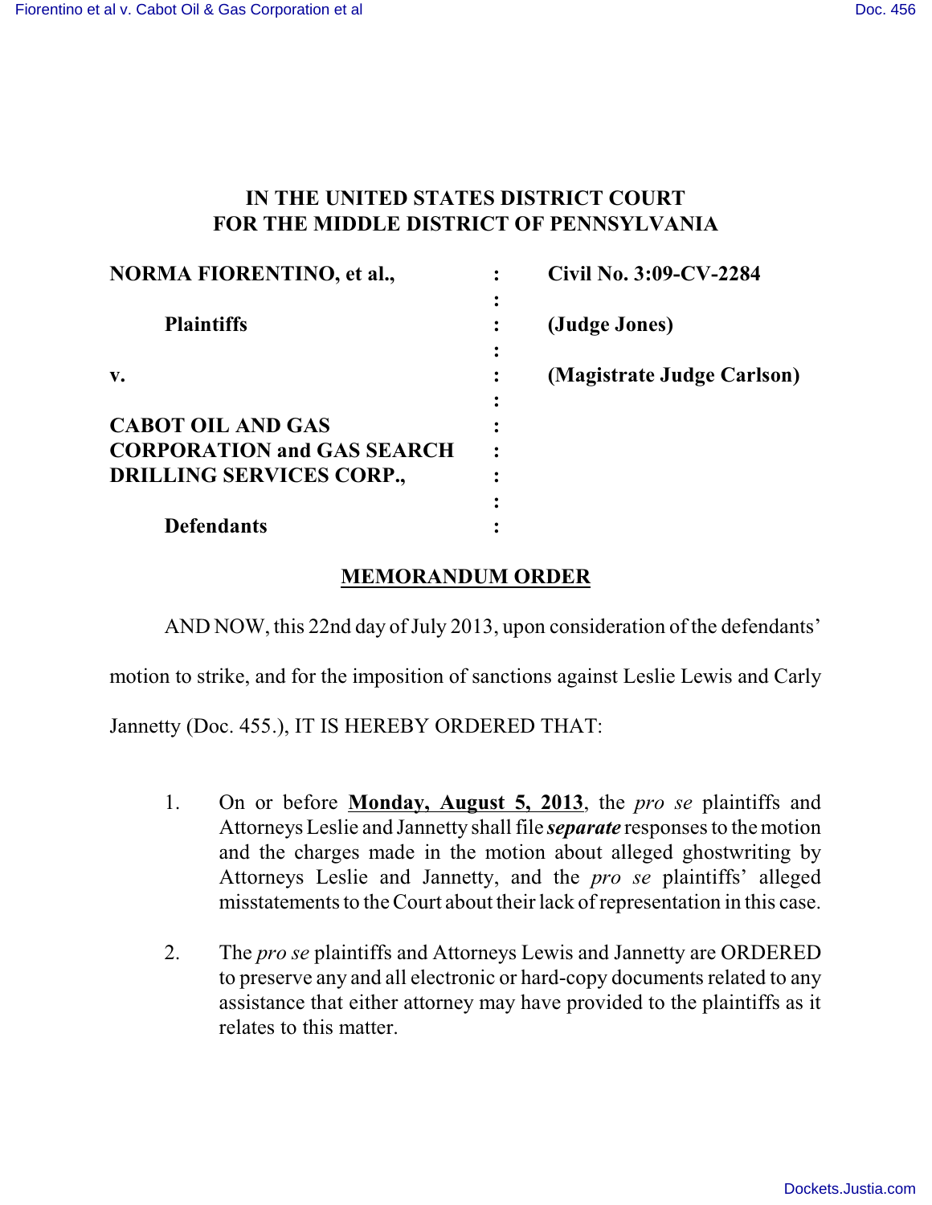**IN THE UNITED STATES DISTRICT COURT**
**FOR THE MIDDLE DISTRICT OF PENNSYLVANIA**

| | | |
|---|---|---|
| **NORMA FIORENTINO, et al.,** | : | **Civil No. 3:09-CV-2284** |
| | : | |
| **Plaintiffs** | : | **(Judge Jones)** |
| | : | |
| **v.** | : | **(Magistrate Judge Carlson)** |
| | : | |
| **CABOT OIL AND GAS CORPORATION and GAS SEARCH DRILLING SERVICES CORP.,** | : | |
| | : | |
| **Defendants** | : | |

## MEMORANDUM ORDER

AND NOW, this 22nd day of July 2013, upon consideration of the defendants' motion to strike, and for the imposition of sanctions against Leslie Lewis and Carly Jannetty (Doc. 455.), IT IS HEREBY ORDERED THAT:

1. On or before **Monday, August 5, 2013**, the *pro se* plaintiffs and Attorneys Leslie and Jannetty shall file ***separate*** responses to the motion and the charges made in the motion about alleged ghostwriting by Attorneys Leslie and Jannetty, and the *pro se* plaintiffs' alleged misstatements to the Court about their lack of representation in this case.

2. The *pro se* plaintiffs and Attorneys Lewis and Jannetty are ORDERED to preserve any and all electronic or hard-copy documents related to any assistance that either attorney may have provided to the plaintiffs as it relates to this matter.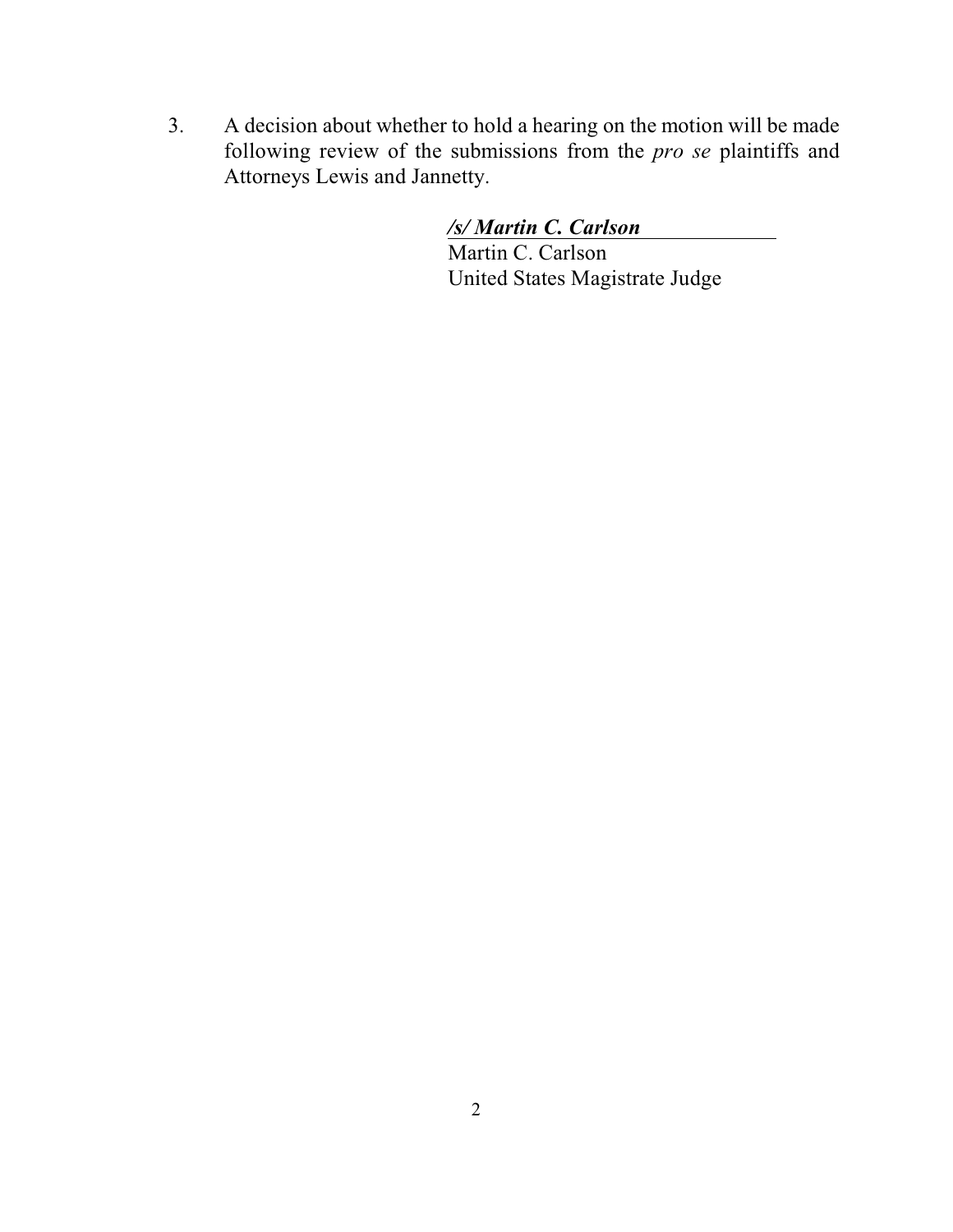3. A decision about whether to hold a hearing on the motion will be made following review of the submissions from the *pro se* plaintiffs and Attorneys Lewis and Jannetty.

***/s/ Martin C. Carlson***
Martin C. Carlson
United States Magistrate Judge